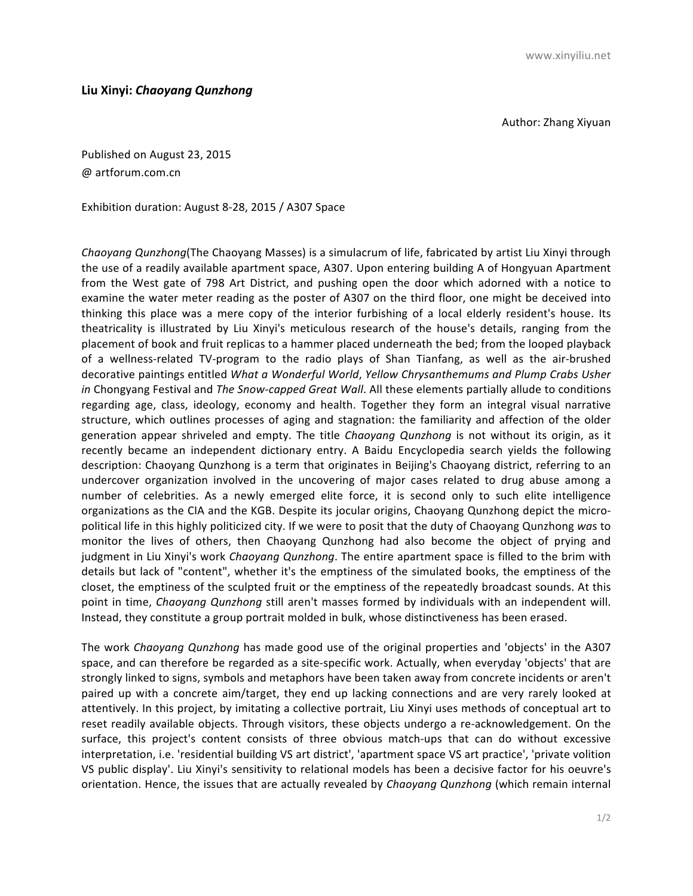# Liu Xinyi: *Chaoyang Qunzhong*

Author: Zhang Xiyuan

Published on August 23, 2015
@ artforum.com.cn

Exhibition duration: August 8-28, 2015 / A307 Space

*Chaoyang Qunzhong*(The Chaoyang Masses) is a simulacrum of life, fabricated by artist Liu Xinyi through the use of a readily available apartment space, A307. Upon entering building A of Hongyuan Apartment from the West gate of 798 Art District, and pushing open the door which adorned with a notice to examine the water meter reading as the poster of A307 on the third floor, one might be deceived into thinking this place was a mere copy of the interior furbishing of a local elderly resident's house. Its theatricality is illustrated by Liu Xinyi's meticulous research of the house's details, ranging from the placement of book and fruit replicas to a hammer placed underneath the bed; from the looped playback of a wellness-related TV-program to the radio plays of Shan Tianfang, as well as the air-brushed decorative paintings entitled *What a Wonderful World*, *Yellow Chrysanthemums and Plump Crabs Usher in* Chongyang Festival and *The Snow-capped Great Wall*. All these elements partially allude to conditions regarding age, class, ideology, economy and health. Together they form an integral visual narrative structure, which outlines processes of aging and stagnation: the familiarity and affection of the older generation appear shriveled and empty. The title *Chaoyang Qunzhong* is not without its origin, as it recently became an independent dictionary entry. A Baidu Encyclopedia search yields the following description: Chaoyang Qunzhong is a term that originates in Beijing's Chaoyang district, referring to an undercover organization involved in the uncovering of major cases related to drug abuse among a number of celebrities. As a newly emerged elite force, it is second only to such elite intelligence organizations as the CIA and the KGB. Despite its jocular origins, Chaoyang Qunzhong depict the micro-political life in this highly politicized city. If we were to posit that the duty of Chaoyang Qunzhong *wa*s to monitor the lives of others, then Chaoyang Qunzhong had also become the object of prying and judgment in Liu Xinyi's work *Chaoyang Qunzhong*. The entire apartment space is filled to the brim with details but lack of "content", whether it's the emptiness of the simulated books, the emptiness of the closet, the emptiness of the sculpted fruit or the emptiness of the repeatedly broadcast sounds. At this point in time, *Chaoyang Qunzhong* still aren't masses formed by individuals with an independent will. Instead, they constitute a group portrait molded in bulk, whose distinctiveness has been erased.

The work *Chaoyang Qunzhong* has made good use of the original properties and 'objects' in the A307 space, and can therefore be regarded as a site-specific work. Actually, when everyday 'objects' that are strongly linked to signs, symbols and metaphors have been taken away from concrete incidents or aren't paired up with a concrete aim/target, they end up lacking connections and are very rarely looked at attentively. In this project, by imitating a collective portrait, Liu Xinyi uses methods of conceptual art to reset readily available objects. Through visitors, these objects undergo a re-acknowledgement. On the surface, this project's content consists of three obvious match-ups that can do without excessive interpretation, i.e. 'residential building VS art district', 'apartment space VS art practice', 'private volition VS public display'. Liu Xinyi's sensitivity to relational models has been a decisive factor for his oeuvre's orientation. Hence, the issues that are actually revealed by *Chaoyang Qunzhong* (which remain internal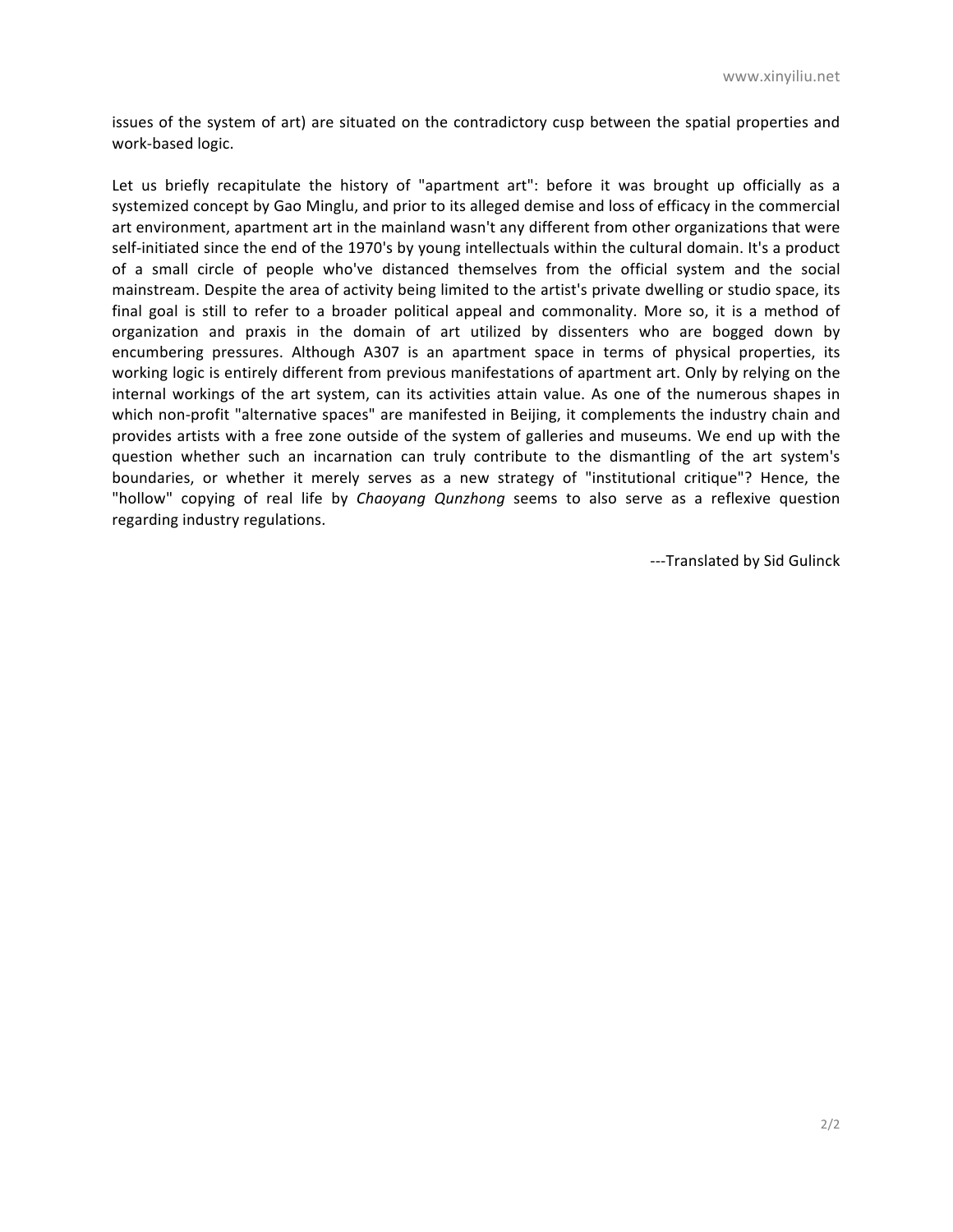issues of the system of art) are situated on the contradictory cusp between the spatial properties and work-based logic.

Let us briefly recapitulate the history of "apartment art": before it was brought up officially as a systemized concept by Gao Minglu, and prior to its alleged demise and loss of efficacy in the commercial art environment, apartment art in the mainland wasn't any different from other organizations that were self-initiated since the end of the 1970's by young intellectuals within the cultural domain. It's a product of a small circle of people who've distanced themselves from the official system and the social mainstream. Despite the area of activity being limited to the artist's private dwelling or studio space, its final goal is still to refer to a broader political appeal and commonality. More so, it is a method of organization and praxis in the domain of art utilized by dissenters who are bogged down by encumbering pressures. Although A307 is an apartment space in terms of physical properties, its working logic is entirely different from previous manifestations of apartment art. Only by relying on the internal workings of the art system, can its activities attain value. As one of the numerous shapes in which non-profit "alternative spaces" are manifested in Beijing, it complements the industry chain and provides artists with a free zone outside of the system of galleries and museums. We end up with the question whether such an incarnation can truly contribute to the dismantling of the art system's boundaries, or whether it merely serves as a new strategy of "institutional critique"? Hence, the "hollow" copying of real life by *Chaoyang Qunzhong* seems to also serve as a reflexive question regarding industry regulations.

---Translated by Sid Gulinck